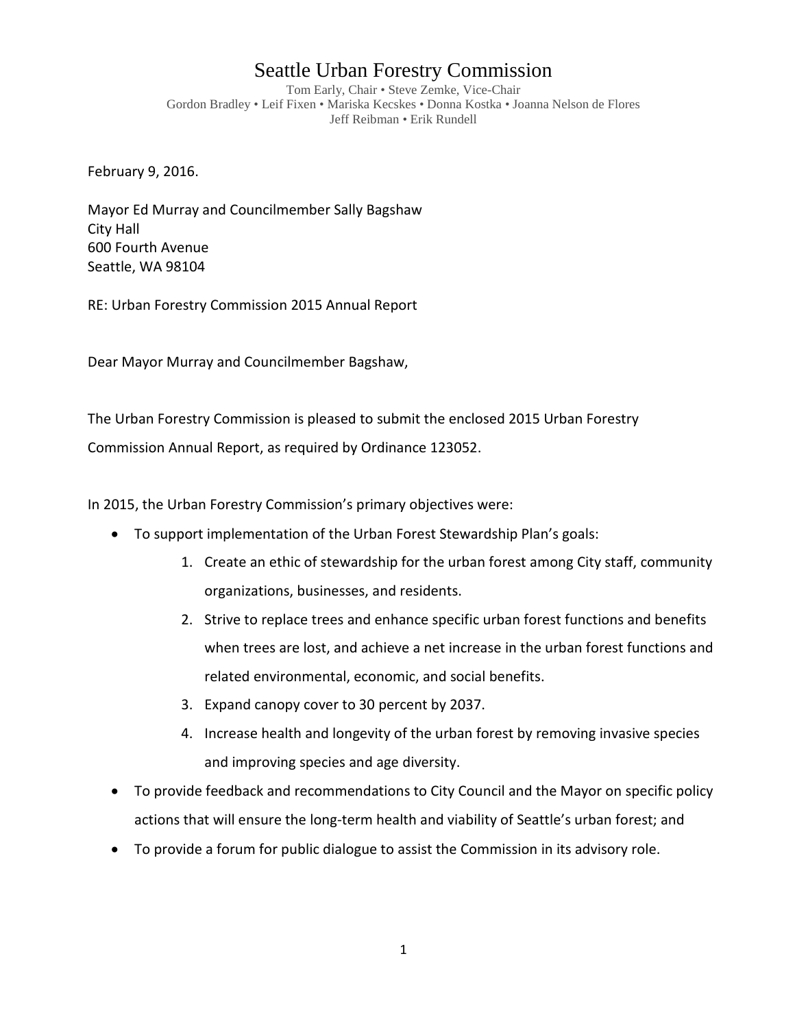# Seattle Urban Forestry Commission

Tom Early, Chair • Steve Zemke, Vice-Chair
Gordon Bradley • Leif Fixen • Mariska Kecskes • Donna Kostka • Joanna Nelson de Flores
Jeff Reibman • Erik Rundell

February 9, 2016.

Mayor Ed Murray and Councilmember Sally Bagshaw
City Hall
600 Fourth Avenue
Seattle, WA 98104

RE: Urban Forestry Commission 2015 Annual Report

Dear Mayor Murray and Councilmember Bagshaw,

The Urban Forestry Commission is pleased to submit the enclosed 2015 Urban Forestry Commission Annual Report, as required by Ordinance 123052.

In 2015, the Urban Forestry Commission's primary objectives were:

- To support implementation of the Urban Forest Stewardship Plan's goals:
    1. Create an ethic of stewardship for the urban forest among City staff, community organizations, businesses, and residents.
    2. Strive to replace trees and enhance specific urban forest functions and benefits when trees are lost, and achieve a net increase in the urban forest functions and related environmental, economic, and social benefits.
    3. Expand canopy cover to 30 percent by 2037.
    4. Increase health and longevity of the urban forest by removing invasive species and improving species and age diversity.
- To provide feedback and recommendations to City Council and the Mayor on specific policy actions that will ensure the long-term health and viability of Seattle's urban forest; and
- To provide a forum for public dialogue to assist the Commission in its advisory role.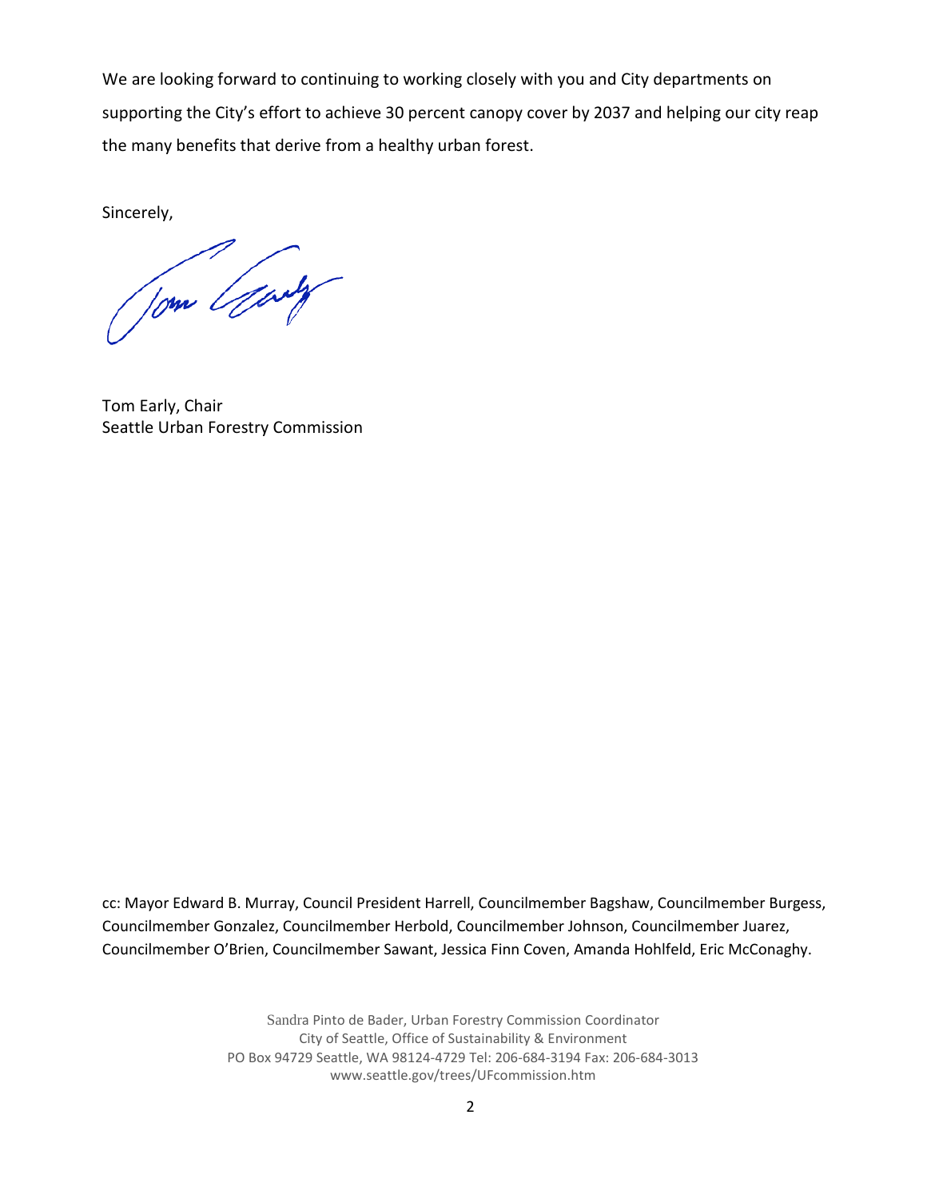We are looking forward to continuing to working closely with you and City departments on supporting the City's effort to achieve 30 percent canopy cover by 2037 and helping our city reap the many benefits that derive from a healthy urban forest.

Sincerely,

Tom Early, Chair
Seattle Urban Forestry Commission

cc: Mayor Edward B. Murray, Council President Harrell, Councilmember Bagshaw, Councilmember Burgess, Councilmember Gonzalez, Councilmember Herbold, Councilmember Johnson, Councilmember Juarez, Councilmember O'Brien, Councilmember Sawant, Jessica Finn Coven, Amanda Hohlfeld, Eric McConaghy.

Sandra Pinto de Bader, Urban Forestry Commission Coordinator
City of Seattle, Office of Sustainability & Environment
PO Box 94729 Seattle, WA 98124-4729 Tel: 206-684-3194 Fax: 206-684-3013
www.seattle.gov/trees/UFcommission.htm